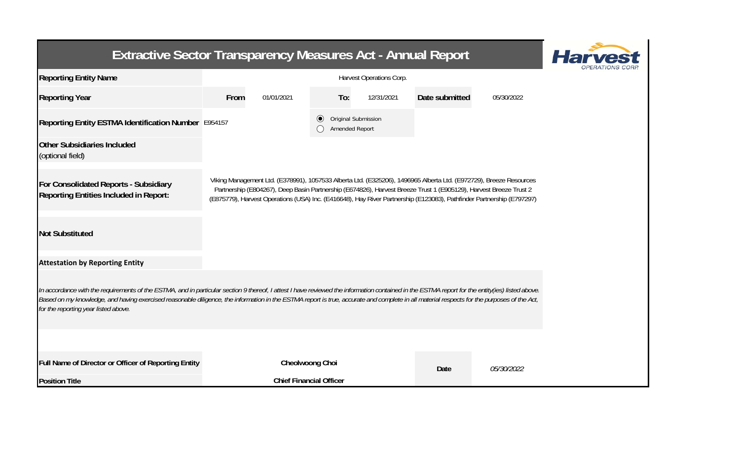# Extractive Sector Transparency Measures Act - Annual Report

| Reporting Entity Name | Harvest Operations Corp. | | | | | |
|---|---|---|---|---|---|---|
| Reporting Year | From | 01/01/2021 | To: | 12/31/2021 | Date submitted | 05/30/2022 |
| Reporting Entity ESTMA Identification Number | E954157 | | ◉ Original Submission ○ Amended Report | | | |
| Other Subsidiaries Included (optional field) | | | | | | |
| For Consolidated Reports - Subsidiary Reporting Entities Included in Report: | Viking Management Ltd. (E378991), 1057533 Alberta Ltd. (E325206), 1496965 Alberta Ltd. (E972729), Breeze Resources Partnership (E804267), Deep Basin Partnership (E674826), Harvest Breeze Trust 1 (E905129), Harvest Breeze Trust 2 (E875779), Harvest Operations (USA) Inc. (E416648), Hay River Partnership (E123083), Pathfinder Partnership (E797297) | | | | | |
| Not Substituted | | | | | | |

**Attestation by Reporting Entity**

*In accordance with the requirements of the ESTMA, and in particular section 9 thereof, I attest I have reviewed the information contained in the ESTMA report for the entity(ies) listed above. Based on my knowledge, and having exercised reasonable diligence, the information in the ESTMA report is true, accurate and complete in all material respects for the purposes of the Act, for the reporting year listed above.*

| Full Name of Director or Officer of Reporting Entity | Cheolwoong Choi | Date | *05/30/2022* |
|---|---|---|---|
| Position Title | Chief Financial Officer | | |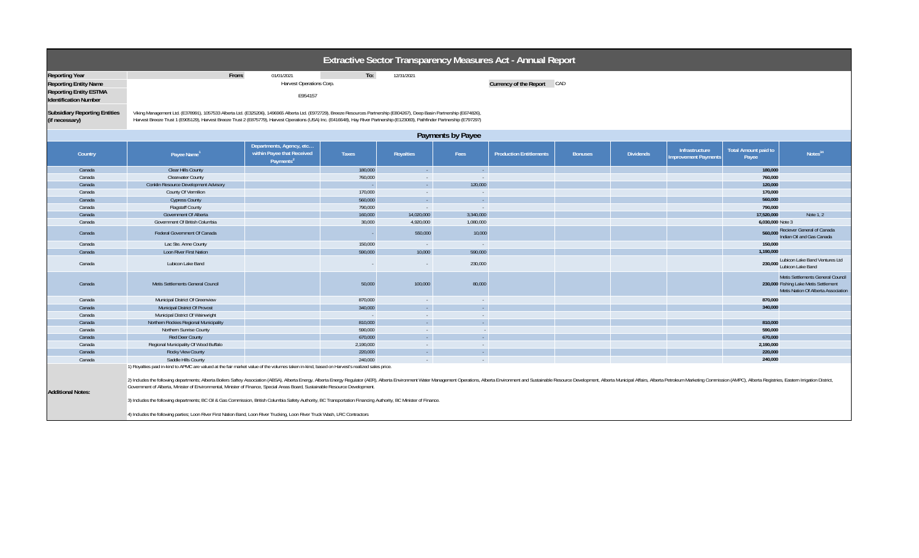# Extractive Sector Transparency Measures Act - Annual Report

| | | | | |
|---|---|---|---|---|
| **Reporting Year** | From: | 01/01/2021 | To: | 12/31/2021 |
| **Reporting Entity Name** | Harvest Operations Corp. | | **Currency of the Report** | CAD |
| **Reporting Entity ESTMA Identification Number** | E954157 | | | |
| **Subsidiary Reporting Entities (if necessary)** | Viking Management Ltd. (E378991), 1057533 Alberta Ltd. (E325206), 1496965 Alberta Ltd. (E972729), Breeze Resources Partnership (E804267), Deep Basin Partnership (E674826), Harvest Breeze Trust 1 (E905129), Harvest Breeze Trust 2 (E875779), Harvest Operations (USA) Inc. (E416648), Hay River Partnership (E123083), Pathfinder Partnership (E797297) | | | |

## Payments by Payee

| Country | Payee Name[1] | Departments, Agency, etc… within Payee that Received Payments[2] | Taxes | Royalties | Fees | Production Entitlements | Bonuses | Dividends | Infrastructure Improvement Payments | Total Amount paid to Payee | Notes[34] |
|---|---|---|---|---|---|---|---|---|---|---|---|
| Canada | Clear Hills County | | 180,000 | - | - | | | | | 180,000 | |
| Canada | Clearwater County | | 760,000 | - | - | | | | | 760,000 | |
| Canada | Conklin Resource Development Advisory | | - | - | 120,000 | | | | | 120,000 | |
| Canada | County Of Vermilion | | 170,000 | - | - | | | | | 170,000 | |
| Canada | Cypress County | | 560,000 | - | - | | | | | 560,000 | |
| Canada | Flagstaff County | | 790,000 | - | - | | | | | 790,000 | |
| Canada | Government Of Alberta | | 160,000 | 14,020,000 | 3,340,000 | | | | | 17,520,000 | Note 1, 2 |
| Canada | Government Of British Columbia | | 30,000 | 4,920,000 | 1,080,000 | | | | | 6,030,000 | Note 3 |
| Canada | Federal Government Of Canada | | - | 550,000 | 10,000 | | | | | 560,000 | Reciever General of Canada Indian Oil and Gas Canada |
| Canada | Lac Ste. Anne County | | 150,000 | - | - | | | | | 150,000 | |
| Canada | Loon River First Nation | | 590,000 | 10,000 | 590,000 | | | | | 1,190,000 | |
| Canada | Lubicon Lake Band | | - | - | 230,000 | | | | | 230,000 | Lubicon Lake Band Ventures Ltd Lubicon Lake Band |
| Canada | Metis Settlements General Council | | 50,000 | 100,000 | 80,000 | | | | | 230,000 | Metis Settlements General Council Fishing Lake Metis Settlement Metis Nation Of Alberta Association |
| Canada | Municipal District Of Greenview | | 870,000 | - | - | | | | | 870,000 | |
| Canada | Municipal District Of Provost | | 340,000 | - | - | | | | | 340,000 | |
| Canada | Municipal District Of Wainwright | | - | - | - | | | | | | |
| Canada | Northern Rockies Regional Municipality | | 810,000 | - | - | | | | | 810,000 | |
| Canada | Northern Sunrise County | | 590,000 | - | - | | | | | 590,000 | |
| Canada | Red Deer County | | 670,000 | - | - | | | | | 670,000 | |
| Canada | Regional Municipality Of Wood Buffalo | | 2,190,000 | - | - | | | | | 2,190,000 | |
| Canada | Rocky View County | | 220,000 | - | - | | | | | 220,000 | |
| Canada | Saddle Hills County | | 240,000 | - | - | | | | | 240,000 | |

**Additional Notes:**

1) Royalties paid in-kind to APMC are valued at the fair market value of the volumes taken in-kind, based on Harvest's realized sales price.

2) Includes the following departments; Alberta Boilers Saftey Association (ABSA), Alberta Energy, Alberta Energy Regulator (AER), Alberta Environment Water Management Operations, Alberta Environment and Sustainable Resource Development, Alberta Municipal Affairs, Alberta Petroleum Marketing Commission (AMPC), Alberta Registries, Eastern Irrigation District, Government of Alberta, Minister of Environmental, Minister of Finance, Special Areas Board, Sustainable Resource Development.

3) Includes the following departments; BC Oil & Gas Commission, British Columbia Safety Authority, BC Transportation Financing Authority, BC Minister of Finance.

4) Includes the following parties; Loon River First Nation Band, Loon River Trucking, Loon River Truck Wash, LRC Contractors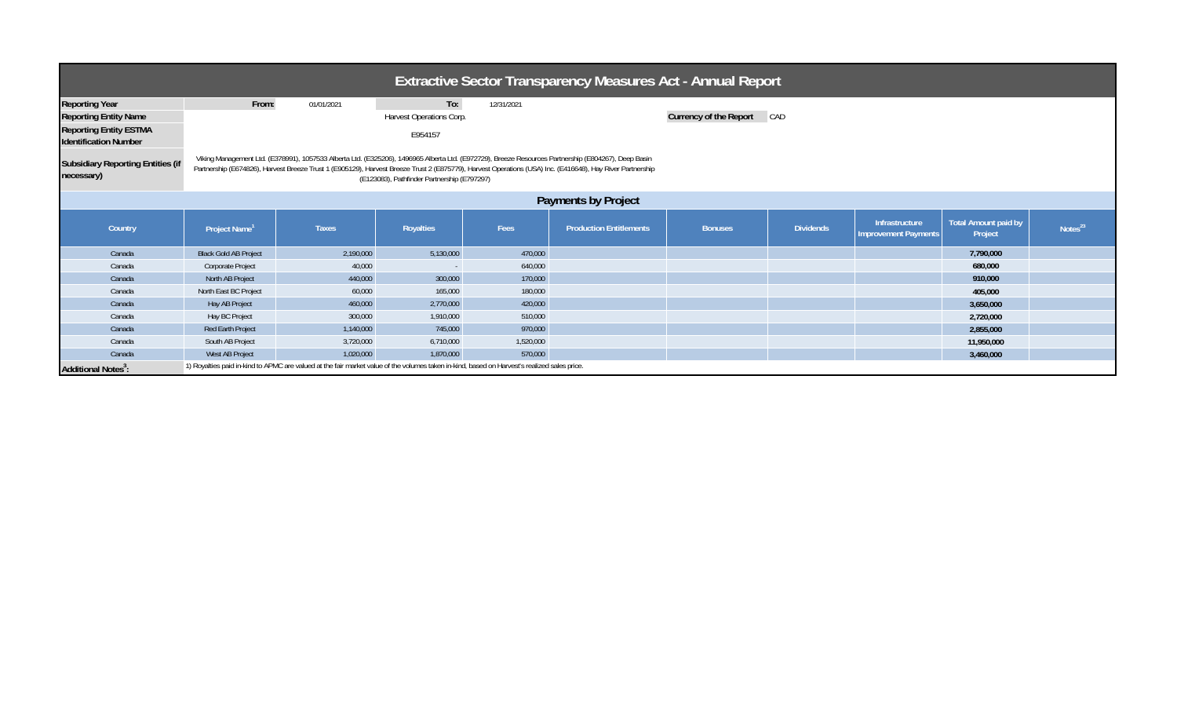# Extractive Sector Transparency Measures Act - Annual Report

| | | | | | |
|---|---|---|---|---|---|
| **Reporting Year** | From: | 01/01/2021 | To: | 12/31/2021 | |
| **Reporting Entity Name** | Harvest Operations Corp. | | | **Currency of the Report** | CAD |
| **Reporting Entity ESTMA Identification Number** | E954157 | | | | |
| **Subsidiary Reporting Entities (if necessary)** | Viking Management Ltd. (E378991), 1057533 Alberta Ltd. (E325206), 1496965 Alberta Ltd. (E972729), Breeze Resources Partnership (E804267), Deep Basin Partnership (E674826), Harvest Breeze Trust 1 (E905129), Harvest Breeze Trust 2 (E875779), Harvest Operations (USA) Inc. (E416648), Hay River Partnership (E123083), Pathfinder Partnership (E797297) | | | | |

## Payments by Project

| Country | Project Name[1] | Taxes | Royalties | Fees | Production Entitlements | Bonuses | Dividends | Infrastructure Improvement Payments | Total Amount paid by Project | Notes[23] |
|---|---|---|---|---|---|---|---|---|---|---|
| Canada | Black Gold AB Project | 2,190,000 | 5,130,000 | 470,000 | | | | | **7,790,000** | |
| Canada | Corporate Project | 40,000 | - | 640,000 | | | | | **680,000** | |
| Canada | North AB Project | 440,000 | 300,000 | 170,000 | | | | | **910,000** | |
| Canada | North East BC Project | 60,000 | 165,000 | 180,000 | | | | | **405,000** | |
| Canada | Hay AB Project | 460,000 | 2,770,000 | 420,000 | | | | | **3,650,000** | |
| Canada | Hay BC Project | 300,000 | 1,910,000 | 510,000 | | | | | **2,720,000** | |
| Canada | Red Earth Project | 1,140,000 | 745,000 | 970,000 | | | | | **2,855,000** | |
| Canada | South AB Project | 3,720,000 | 6,710,000 | 1,520,000 | | | | | **11,950,000** | |
| Canada | West AB Project | 1,020,000 | 1,870,000 | 570,000 | | | | | **3,460,000** | |

**Additional Notes[3]:** 1) Royalties paid in-kind to APMC are valued at the fair market value of the volumes taken in-kind, based on Harvest's realized sales price.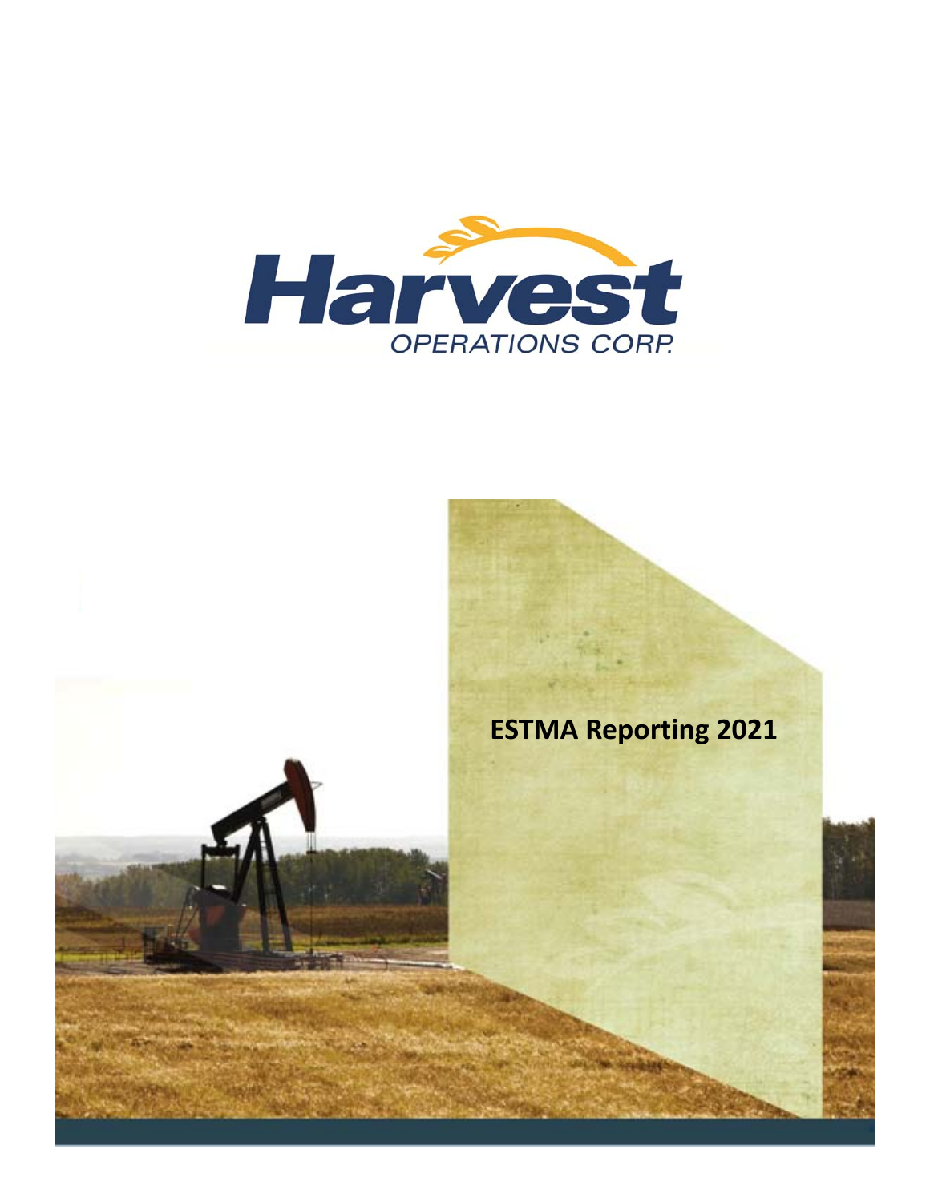Harvest

OPERATIONS CORP.

# ESTMA Reporting 2021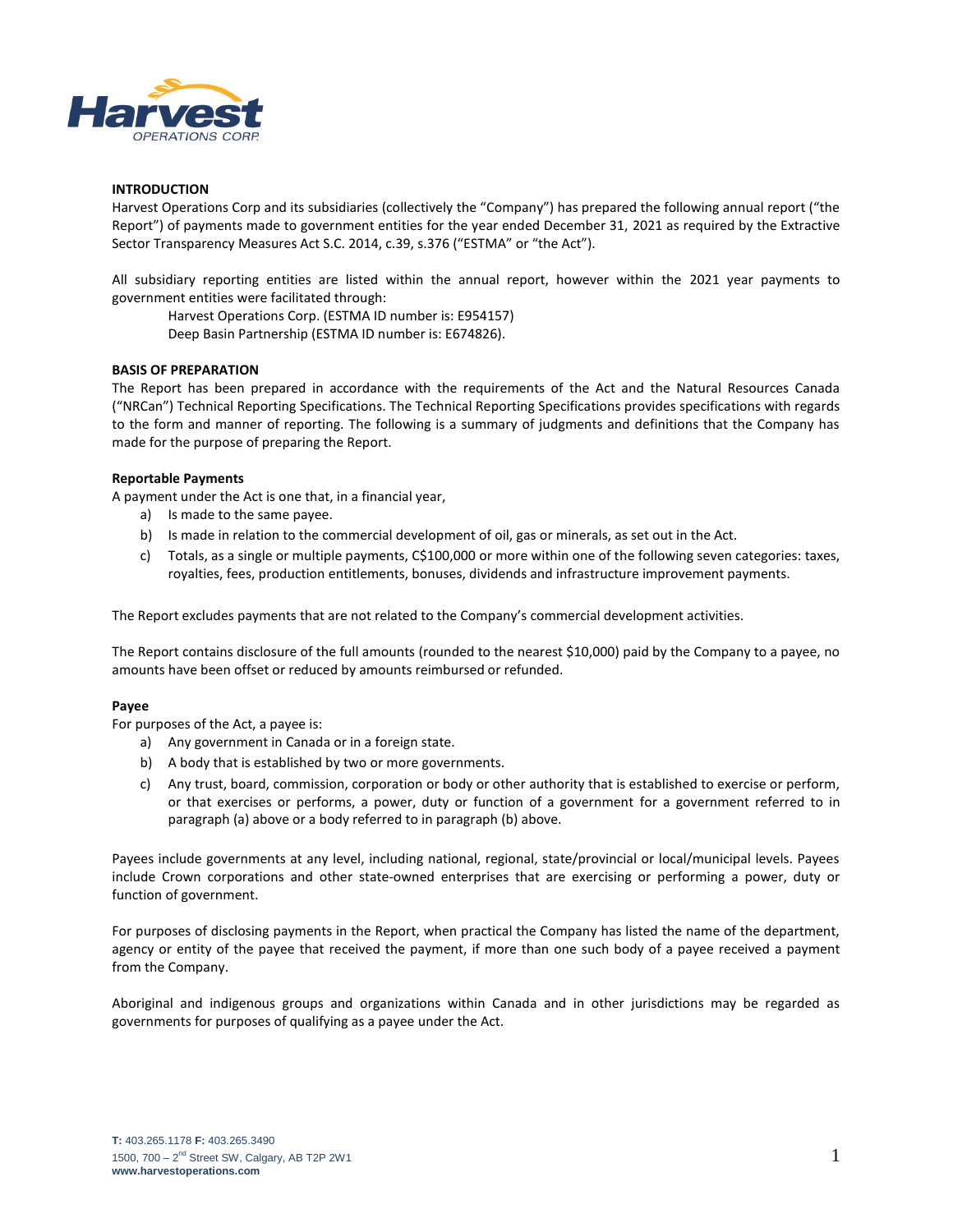## INTRODUCTION

Harvest Operations Corp and its subsidiaries (collectively the "Company") has prepared the following annual report ("the Report") of payments made to government entities for the year ended December 31, 2021 as required by the Extractive Sector Transparency Measures Act S.C. 2014, c.39, s.376 ("ESTMA" or "the Act").

All subsidiary reporting entities are listed within the annual report, however within the 2021 year payments to government entities were facilitated through:

Harvest Operations Corp. (ESTMA ID number is: E954157)
Deep Basin Partnership (ESTMA ID number is: E674826).

## BASIS OF PREPARATION

The Report has been prepared in accordance with the requirements of the Act and the Natural Resources Canada ("NRCan") Technical Reporting Specifications. The Technical Reporting Specifications provides specifications with regards to the form and manner of reporting. The following is a summary of judgments and definitions that the Company has made for the purpose of preparing the Report.

### Reportable Payments

A payment under the Act is one that, in a financial year,

a) Is made to the same payee.
b) Is made in relation to the commercial development of oil, gas or minerals, as set out in the Act.
c) Totals, as a single or multiple payments, C$100,000 or more within one of the following seven categories: taxes, royalties, fees, production entitlements, bonuses, dividends and infrastructure improvement payments.

The Report excludes payments that are not related to the Company's commercial development activities.

The Report contains disclosure of the full amounts (rounded to the nearest $10,000) paid by the Company to a payee, no amounts have been offset or reduced by amounts reimbursed or refunded.

### Payee

For purposes of the Act, a payee is:

a) Any government in Canada or in a foreign state.
b) A body that is established by two or more governments.
c) Any trust, board, commission, corporation or body or other authority that is established to exercise or perform, or that exercises or performs, a power, duty or function of a government for a government referred to in paragraph (a) above or a body referred to in paragraph (b) above.

Payees include governments at any level, including national, regional, state/provincial or local/municipal levels. Payees include Crown corporations and other state-owned enterprises that are exercising or performing a power, duty or function of government.

For purposes of disclosing payments in the Report, when practical the Company has listed the name of the department, agency or entity of the payee that received the payment, if more than one such body of a payee received a payment from the Company.

Aboriginal and indigenous groups and organizations within Canada and in other jurisdictions may be regarded as governments for purposes of qualifying as a payee under the Act.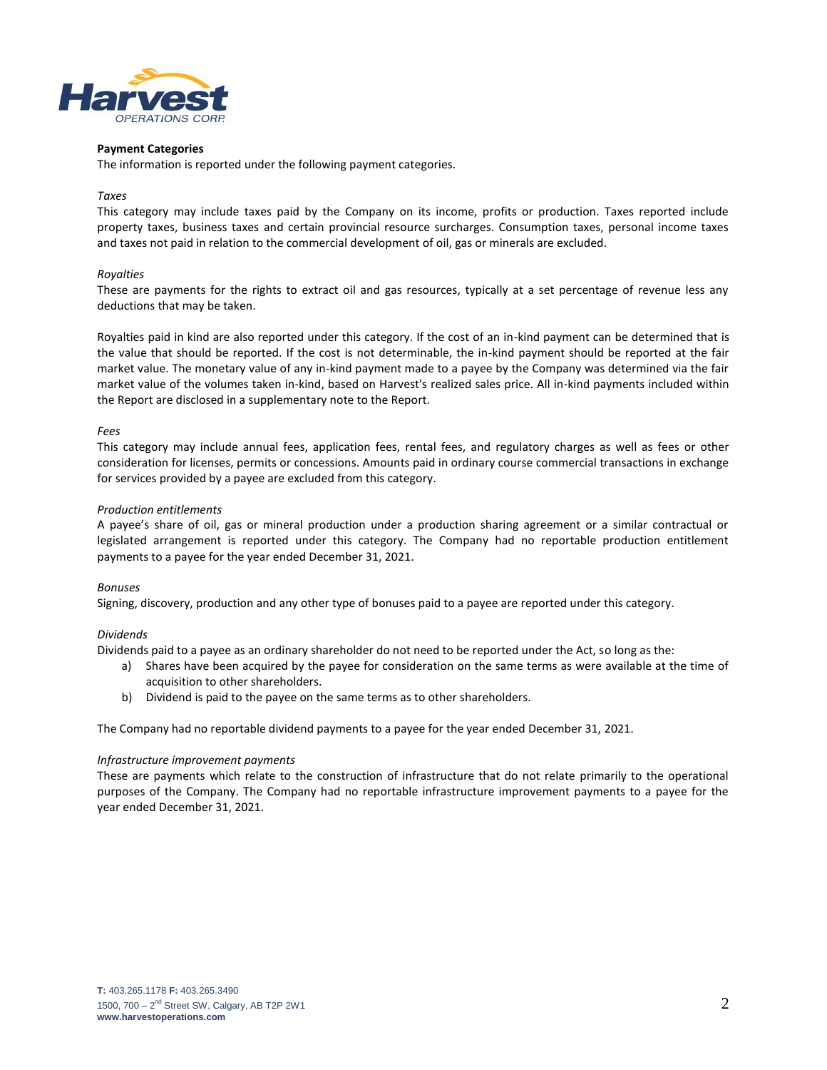**Payment Categories**

The information is reported under the following payment categories.

*Taxes*

This category may include taxes paid by the Company on its income, profits or production. Taxes reported include property taxes, business taxes and certain provincial resource surcharges. Consumption taxes, personal income taxes and taxes not paid in relation to the commercial development of oil, gas or minerals are excluded.

*Royalties*

These are payments for the rights to extract oil and gas resources, typically at a set percentage of revenue less any deductions that may be taken.

Royalties paid in kind are also reported under this category. If the cost of an in-kind payment can be determined that is the value that should be reported. If the cost is not determinable, the in-kind payment should be reported at the fair market value. The monetary value of any in-kind payment made to a payee by the Company was determined via the fair market value of the volumes taken in-kind, based on Harvest's realized sales price. All in-kind payments included within the Report are disclosed in a supplementary note to the Report.

*Fees*

This category may include annual fees, application fees, rental fees, and regulatory charges as well as fees or other consideration for licenses, permits or concessions. Amounts paid in ordinary course commercial transactions in exchange for services provided by a payee are excluded from this category.

*Production entitlements*

A payee's share of oil, gas or mineral production under a production sharing agreement or a similar contractual or legislated arrangement is reported under this category. The Company had no reportable production entitlement payments to a payee for the year ended December 31, 2021.

*Bonuses*

Signing, discovery, production and any other type of bonuses paid to a payee are reported under this category.

*Dividends*

Dividends paid to a payee as an ordinary shareholder do not need to be reported under the Act, so long as the:

a) Shares have been acquired by the payee for consideration on the same terms as were available at the time of acquisition to other shareholders.
b) Dividend is paid to the payee on the same terms as to other shareholders.

The Company had no reportable dividend payments to a payee for the year ended December 31, 2021.

*Infrastructure improvement payments*

These are payments which relate to the construction of infrastructure that do not relate primarily to the operational purposes of the Company. The Company had no reportable infrastructure improvement payments to a payee for the year ended December 31, 2021.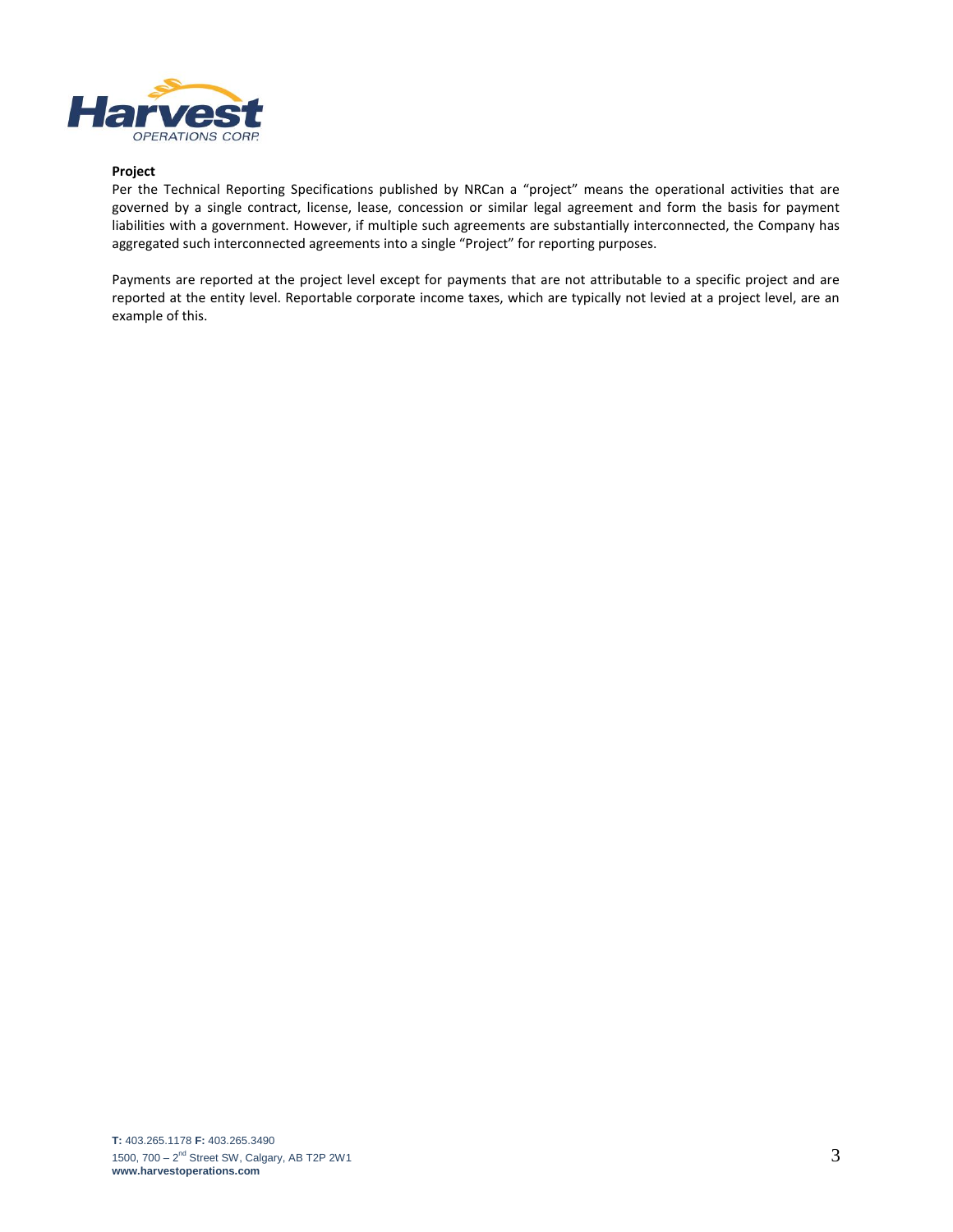**Project**

Per the Technical Reporting Specifications published by NRCan a "project" means the operational activities that are governed by a single contract, license, lease, concession or similar legal agreement and form the basis for payment liabilities with a government. However, if multiple such agreements are substantially interconnected, the Company has aggregated such interconnected agreements into a single "Project" for reporting purposes.

Payments are reported at the project level except for payments that are not attributable to a specific project and are reported at the entity level. Reportable corporate income taxes, which are typically not levied at a project level, are an example of this.